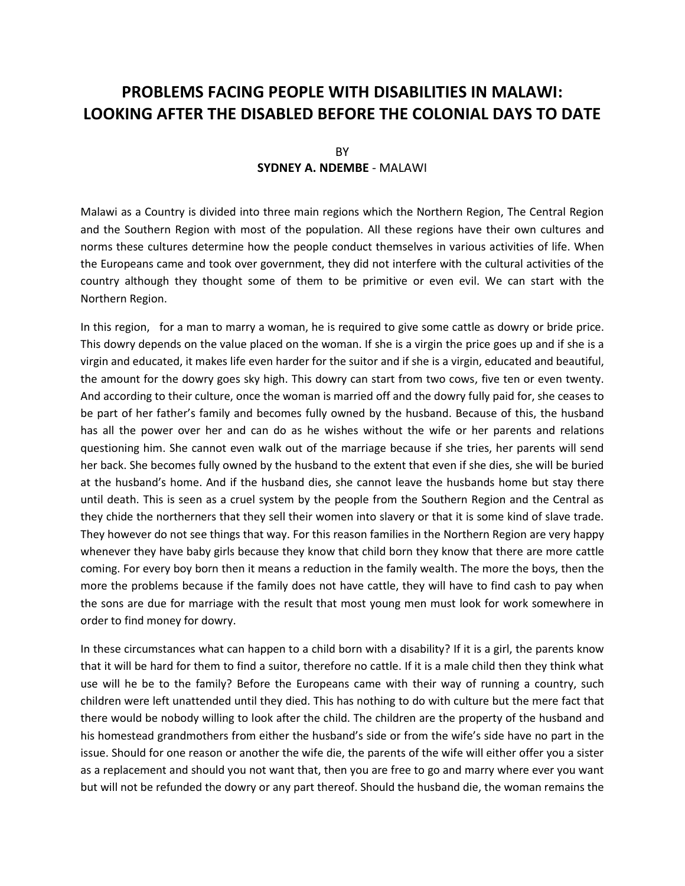# PROBLEMS FACING PEOPLE WITH DISABILITIES IN MALAWI: LOOKING AFTER THE DISABLED BEFORE THE COLONIAL DAYS TO DATE

BY

**SYDNEY A. NDEMBE** - MALAWI

Malawi as a Country is divided into three main regions which the Northern Region, The Central Region and the Southern Region with most of the population. All these regions have their own cultures and norms these cultures determine how the people conduct themselves in various activities of life. When the Europeans came and took over government, they did not interfere with the cultural activities of the country although they thought some of them to be primitive or even evil. We can start with the Northern Region.

In this region, for a man to marry a woman, he is required to give some cattle as dowry or bride price. This dowry depends on the value placed on the woman. If she is a virgin the price goes up and if she is a virgin and educated, it makes life even harder for the suitor and if she is a virgin, educated and beautiful, the amount for the dowry goes sky high. This dowry can start from two cows, five ten or even twenty. And according to their culture, once the woman is married off and the dowry fully paid for, she ceases to be part of her father's family and becomes fully owned by the husband. Because of this, the husband has all the power over her and can do as he wishes without the wife or her parents and relations questioning him. She cannot even walk out of the marriage because if she tries, her parents will send her back. She becomes fully owned by the husband to the extent that even if she dies, she will be buried at the husband's home. And if the husband dies, she cannot leave the husbands home but stay there until death. This is seen as a cruel system by the people from the Southern Region and the Central as they chide the northerners that they sell their women into slavery or that it is some kind of slave trade. They however do not see things that way. For this reason families in the Northern Region are very happy whenever they have baby girls because they know that child born they know that there are more cattle coming. For every boy born then it means a reduction in the family wealth. The more the boys, then the more the problems because if the family does not have cattle, they will have to find cash to pay when the sons are due for marriage with the result that most young men must look for work somewhere in order to find money for dowry.

In these circumstances what can happen to a child born with a disability? If it is a girl, the parents know that it will be hard for them to find a suitor, therefore no cattle. If it is a male child then they think what use will he be to the family? Before the Europeans came with their way of running a country, such children were left unattended until they died. This has nothing to do with culture but the mere fact that there would be nobody willing to look after the child. The children are the property of the husband and his homestead grandmothers from either the husband's side or from the wife's side have no part in the issue. Should for one reason or another the wife die, the parents of the wife will either offer you a sister as a replacement and should you not want that, then you are free to go and marry where ever you want but will not be refunded the dowry or any part thereof. Should the husband die, the woman remains the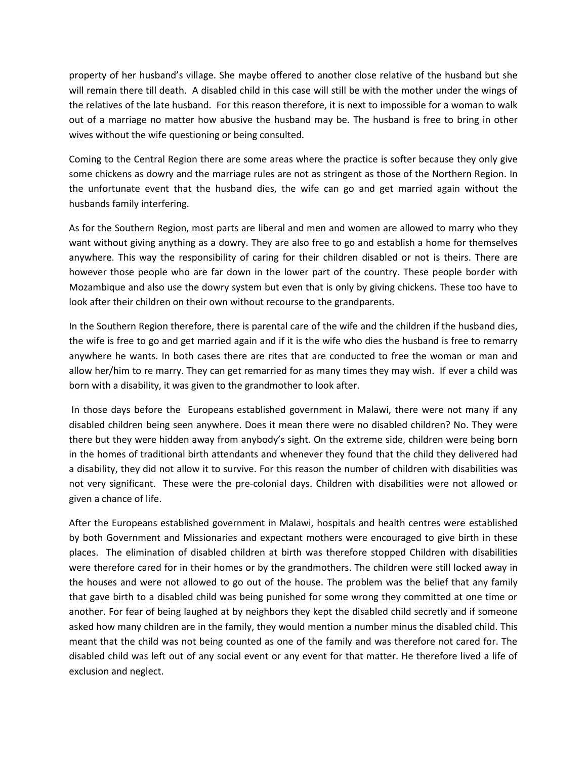property of her husband's village. She maybe offered to another close relative of the husband but she will remain there till death. A disabled child in this case will still be with the mother under the wings of the relatives of the late husband. For this reason therefore, it is next to impossible for a woman to walk out of a marriage no matter how abusive the husband may be. The husband is free to bring in other wives without the wife questioning or being consulted.

Coming to the Central Region there are some areas where the practice is softer because they only give some chickens as dowry and the marriage rules are not as stringent as those of the Northern Region. In the unfortunate event that the husband dies, the wife can go and get married again without the husbands family interfering.

As for the Southern Region, most parts are liberal and men and women are allowed to marry who they want without giving anything as a dowry. They are also free to go and establish a home for themselves anywhere. This way the responsibility of caring for their children disabled or not is theirs. There are however those people who are far down in the lower part of the country. These people border with Mozambique and also use the dowry system but even that is only by giving chickens. These too have to look after their children on their own without recourse to the grandparents.

In the Southern Region therefore, there is parental care of the wife and the children if the husband dies, the wife is free to go and get married again and if it is the wife who dies the husband is free to remarry anywhere he wants. In both cases there are rites that are conducted to free the woman or man and allow her/him to re marry. They can get remarried for as many times they may wish. If ever a child was born with a disability, it was given to the grandmother to look after.

In those days before the Europeans established government in Malawi, there were not many if any disabled children being seen anywhere. Does it mean there were no disabled children? No. They were there but they were hidden away from anybody's sight. On the extreme side, children were being born in the homes of traditional birth attendants and whenever they found that the child they delivered had a disability, they did not allow it to survive. For this reason the number of children with disabilities was not very significant. These were the pre-colonial days. Children with disabilities were not allowed or given a chance of life.

After the Europeans established government in Malawi, hospitals and health centres were established by both Government and Missionaries and expectant mothers were encouraged to give birth in these places. The elimination of disabled children at birth was therefore stopped Children with disabilities were therefore cared for in their homes or by the grandmothers. The children were still locked away in the houses and were not allowed to go out of the house. The problem was the belief that any family that gave birth to a disabled child was being punished for some wrong they committed at one time or another. For fear of being laughed at by neighbors they kept the disabled child secretly and if someone asked how many children are in the family, they would mention a number minus the disabled child. This meant that the child was not being counted as one of the family and was therefore not cared for. The disabled child was left out of any social event or any event for that matter. He therefore lived a life of exclusion and neglect.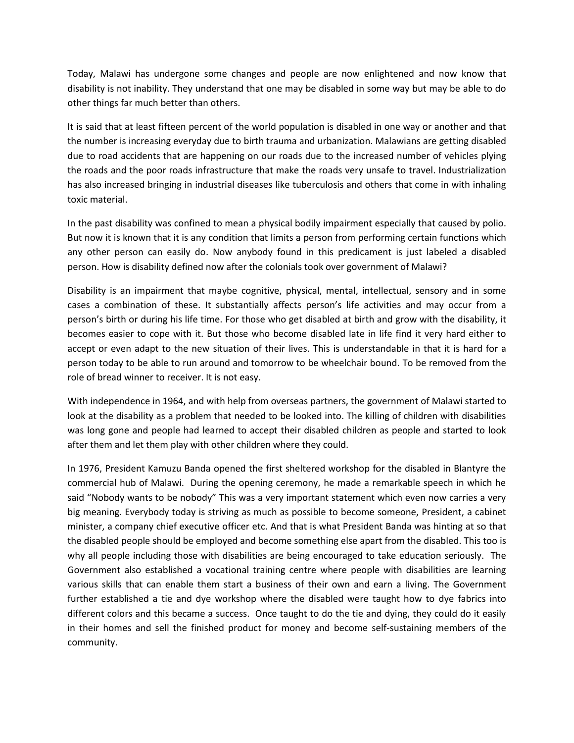Today, Malawi has undergone some changes and people are now enlightened and now know that disability is not inability. They understand that one may be disabled in some way but may be able to do other things far much better than others.

It is said that at least fifteen percent of the world population is disabled in one way or another and that the number is increasing everyday due to birth trauma and urbanization. Malawians are getting disabled due to road accidents that are happening on our roads due to the increased number of vehicles plying the roads and the poor roads infrastructure that make the roads very unsafe to travel. Industrialization has also increased bringing in industrial diseases like tuberculosis and others that come in with inhaling toxic material.

In the past disability was confined to mean a physical bodily impairment especially that caused by polio. But now it is known that it is any condition that limits a person from performing certain functions which any other person can easily do. Now anybody found in this predicament is just labeled a disabled person. How is disability defined now after the colonials took over government of Malawi?

Disability is an impairment that maybe cognitive, physical, mental, intellectual, sensory and in some cases a combination of these. It substantially affects person's life activities and may occur from a person's birth or during his life time. For those who get disabled at birth and grow with the disability, it becomes easier to cope with it. But those who become disabled late in life find it very hard either to accept or even adapt to the new situation of their lives. This is understandable in that it is hard for a person today to be able to run around and tomorrow to be wheelchair bound. To be removed from the role of bread winner to receiver. It is not easy.

With independence in 1964, and with help from overseas partners, the government of Malawi started to look at the disability as a problem that needed to be looked into. The killing of children with disabilities was long gone and people had learned to accept their disabled children as people and started to look after them and let them play with other children where they could.

In 1976, President Kamuzu Banda opened the first sheltered workshop for the disabled in Blantyre the commercial hub of Malawi. During the opening ceremony, he made a remarkable speech in which he said "Nobody wants to be nobody" This was a very important statement which even now carries a very big meaning. Everybody today is striving as much as possible to become someone, President, a cabinet minister, a company chief executive officer etc. And that is what President Banda was hinting at so that the disabled people should be employed and become something else apart from the disabled. This too is why all people including those with disabilities are being encouraged to take education seriously. The Government also established a vocational training centre where people with disabilities are learning various skills that can enable them start a business of their own and earn a living. The Government further established a tie and dye workshop where the disabled were taught how to dye fabrics into different colors and this became a success. Once taught to do the tie and dying, they could do it easily in their homes and sell the finished product for money and become self-sustaining members of the community.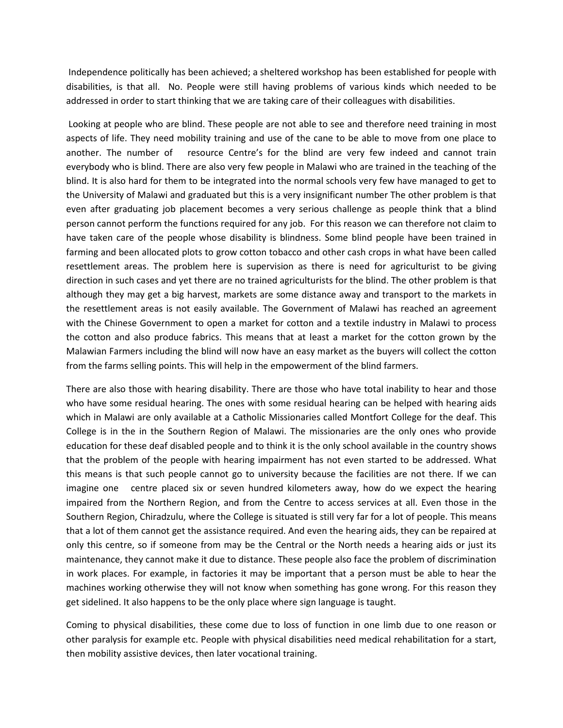Independence politically has been achieved; a sheltered workshop has been established for people with disabilities, is that all. No. People were still having problems of various kinds which needed to be addressed in order to start thinking that we are taking care of their colleagues with disabilities.

Looking at people who are blind. These people are not able to see and therefore need training in most aspects of life. They need mobility training and use of the cane to be able to move from one place to another. The number of resource Centre's for the blind are very few indeed and cannot train everybody who is blind. There are also very few people in Malawi who are trained in the teaching of the blind. It is also hard for them to be integrated into the normal schools very few have managed to get to the University of Malawi and graduated but this is a very insignificant number The other problem is that even after graduating job placement becomes a very serious challenge as people think that a blind person cannot perform the functions required for any job. For this reason we can therefore not claim to have taken care of the people whose disability is blindness. Some blind people have been trained in farming and been allocated plots to grow cotton tobacco and other cash crops in what have been called resettlement areas. The problem here is supervision as there is need for agriculturist to be giving direction in such cases and yet there are no trained agriculturists for the blind. The other problem is that although they may get a big harvest, markets are some distance away and transport to the markets in the resettlement areas is not easily available. The Government of Malawi has reached an agreement with the Chinese Government to open a market for cotton and a textile industry in Malawi to process the cotton and also produce fabrics. This means that at least a market for the cotton grown by the Malawian Farmers including the blind will now have an easy market as the buyers will collect the cotton from the farms selling points. This will help in the empowerment of the blind farmers.

There are also those with hearing disability. There are those who have total inability to hear and those who have some residual hearing. The ones with some residual hearing can be helped with hearing aids which in Malawi are only available at a Catholic Missionaries called Montfort College for the deaf. This College is in the in the Southern Region of Malawi. The missionaries are the only ones who provide education for these deaf disabled people and to think it is the only school available in the country shows that the problem of the people with hearing impairment has not even started to be addressed. What this means is that such people cannot go to university because the facilities are not there. If we can imagine one centre placed six or seven hundred kilometers away, how do we expect the hearing impaired from the Northern Region, and from the Centre to access services at all. Even those in the Southern Region, Chiradzulu, where the College is situated is still very far for a lot of people. This means that a lot of them cannot get the assistance required. And even the hearing aids, they can be repaired at only this centre, so if someone from may be the Central or the North needs a hearing aids or just its maintenance, they cannot make it due to distance. These people also face the problem of discrimination in work places. For example, in factories it may be important that a person must be able to hear the machines working otherwise they will not know when something has gone wrong. For this reason they get sidelined. It also happens to be the only place where sign language is taught.

Coming to physical disabilities, these come due to loss of function in one limb due to one reason or other paralysis for example etc. People with physical disabilities need medical rehabilitation for a start, then mobility assistive devices, then later vocational training.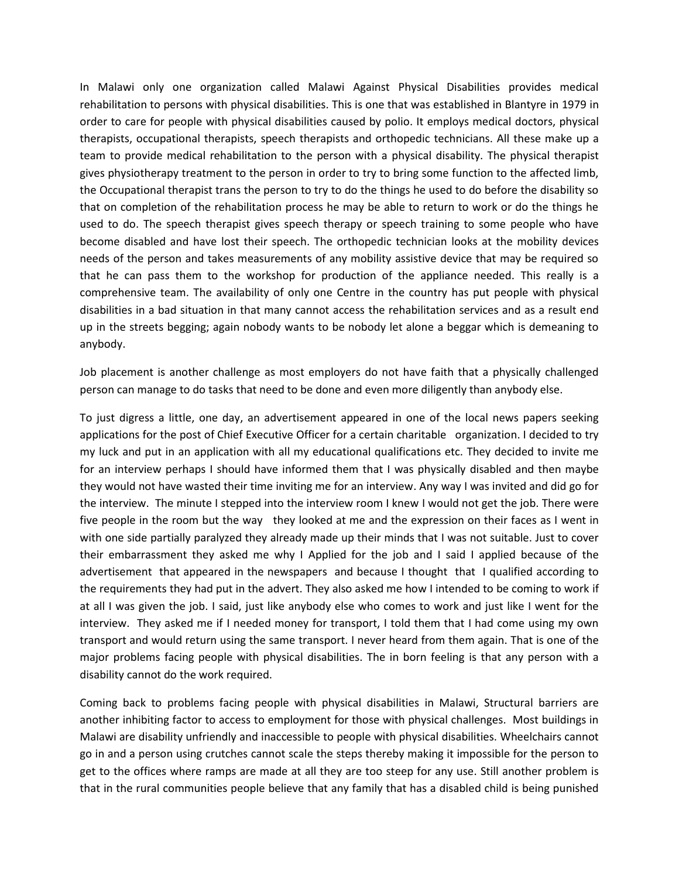In Malawi only one organization called Malawi Against Physical Disabilities provides medical rehabilitation to persons with physical disabilities. This is one that was established in Blantyre in 1979 in order to care for people with physical disabilities caused by polio. It employs medical doctors, physical therapists, occupational therapists, speech therapists and orthopedic technicians. All these make up a team to provide medical rehabilitation to the person with a physical disability. The physical therapist gives physiotherapy treatment to the person in order to try to bring some function to the affected limb, the Occupational therapist trans the person to try to do the things he used to do before the disability so that on completion of the rehabilitation process he may be able to return to work or do the things he used to do. The speech therapist gives speech therapy or speech training to some people who have become disabled and have lost their speech. The orthopedic technician looks at the mobility devices needs of the person and takes measurements of any mobility assistive device that may be required so that he can pass them to the workshop for production of the appliance needed. This really is a comprehensive team. The availability of only one Centre in the country has put people with physical disabilities in a bad situation in that many cannot access the rehabilitation services and as a result end up in the streets begging; again nobody wants to be nobody let alone a beggar which is demeaning to anybody.

Job placement is another challenge as most employers do not have faith that a physically challenged person can manage to do tasks that need to be done and even more diligently than anybody else.

To just digress a little, one day, an advertisement appeared in one of the local news papers seeking applications for the post of Chief Executive Officer for a certain charitable organization. I decided to try my luck and put in an application with all my educational qualifications etc. They decided to invite me for an interview perhaps I should have informed them that I was physically disabled and then maybe they would not have wasted their time inviting me for an interview. Any way I was invited and did go for the interview. The minute I stepped into the interview room I knew I would not get the job. There were five people in the room but the way they looked at me and the expression on their faces as I went in with one side partially paralyzed they already made up their minds that I was not suitable. Just to cover their embarrassment they asked me why I Applied for the job and I said I applied because of the advertisement that appeared in the newspapers and because I thought that I qualified according to the requirements they had put in the advert. They also asked me how I intended to be coming to work if at all I was given the job. I said, just like anybody else who comes to work and just like I went for the interview. They asked me if I needed money for transport, I told them that I had come using my own transport and would return using the same transport. I never heard from them again. That is one of the major problems facing people with physical disabilities. The in born feeling is that any person with a disability cannot do the work required.

Coming back to problems facing people with physical disabilities in Malawi, Structural barriers are another inhibiting factor to access to employment for those with physical challenges. Most buildings in Malawi are disability unfriendly and inaccessible to people with physical disabilities. Wheelchairs cannot go in and a person using crutches cannot scale the steps thereby making it impossible for the person to get to the offices where ramps are made at all they are too steep for any use. Still another problem is that in the rural communities people believe that any family that has a disabled child is being punished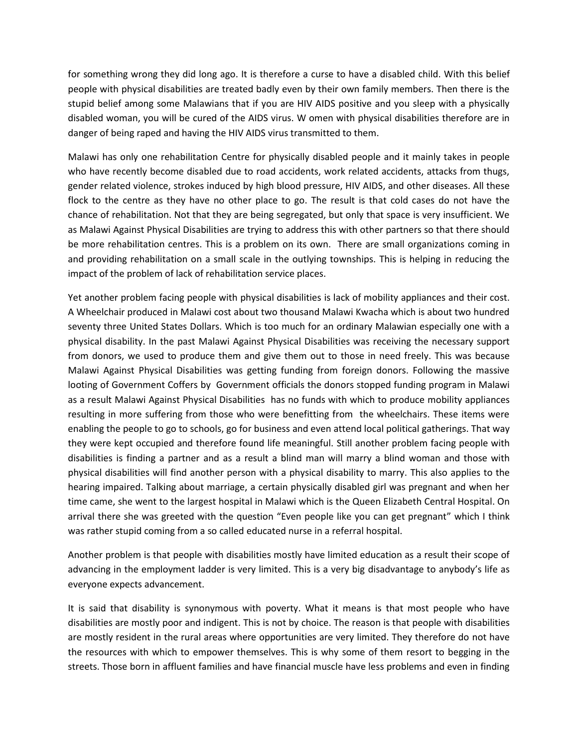for something wrong they did long ago. It is therefore a curse to have a disabled child. With this belief people with physical disabilities are treated badly even by their own family members. Then there is the stupid belief among some Malawians that if you are HIV AIDS positive and you sleep with a physically disabled woman, you will be cured of the AIDS virus. W omen with physical disabilities therefore are in danger of being raped and having the HIV AIDS virus transmitted to them.

Malawi has only one rehabilitation Centre for physically disabled people and it mainly takes in people who have recently become disabled due to road accidents, work related accidents, attacks from thugs, gender related violence, strokes induced by high blood pressure, HIV AIDS, and other diseases. All these flock to the centre as they have no other place to go. The result is that cold cases do not have the chance of rehabilitation. Not that they are being segregated, but only that space is very insufficient. We as Malawi Against Physical Disabilities are trying to address this with other partners so that there should be more rehabilitation centres. This is a problem on its own. There are small organizations coming in and providing rehabilitation on a small scale in the outlying townships. This is helping in reducing the impact of the problem of lack of rehabilitation service places.

Yet another problem facing people with physical disabilities is lack of mobility appliances and their cost. A Wheelchair produced in Malawi cost about two thousand Malawi Kwacha which is about two hundred seventy three United States Dollars. Which is too much for an ordinary Malawian especially one with a physical disability. In the past Malawi Against Physical Disabilities was receiving the necessary support from donors, we used to produce them and give them out to those in need freely. This was because Malawi Against Physical Disabilities was getting funding from foreign donors. Following the massive looting of Government Coffers by Government officials the donors stopped funding program in Malawi as a result Malawi Against Physical Disabilities has no funds with which to produce mobility appliances resulting in more suffering from those who were benefitting from the wheelchairs. These items were enabling the people to go to schools, go for business and even attend local political gatherings. That way they were kept occupied and therefore found life meaningful. Still another problem facing people with disabilities is finding a partner and as a result a blind man will marry a blind woman and those with physical disabilities will find another person with a physical disability to marry. This also applies to the hearing impaired. Talking about marriage, a certain physically disabled girl was pregnant and when her time came, she went to the largest hospital in Malawi which is the Queen Elizabeth Central Hospital. On arrival there she was greeted with the question "Even people like you can get pregnant" which I think was rather stupid coming from a so called educated nurse in a referral hospital.

Another problem is that people with disabilities mostly have limited education as a result their scope of advancing in the employment ladder is very limited. This is a very big disadvantage to anybody's life as everyone expects advancement.

It is said that disability is synonymous with poverty. What it means is that most people who have disabilities are mostly poor and indigent. This is not by choice. The reason is that people with disabilities are mostly resident in the rural areas where opportunities are very limited. They therefore do not have the resources with which to empower themselves. This is why some of them resort to begging in the streets. Those born in affluent families and have financial muscle have less problems and even in finding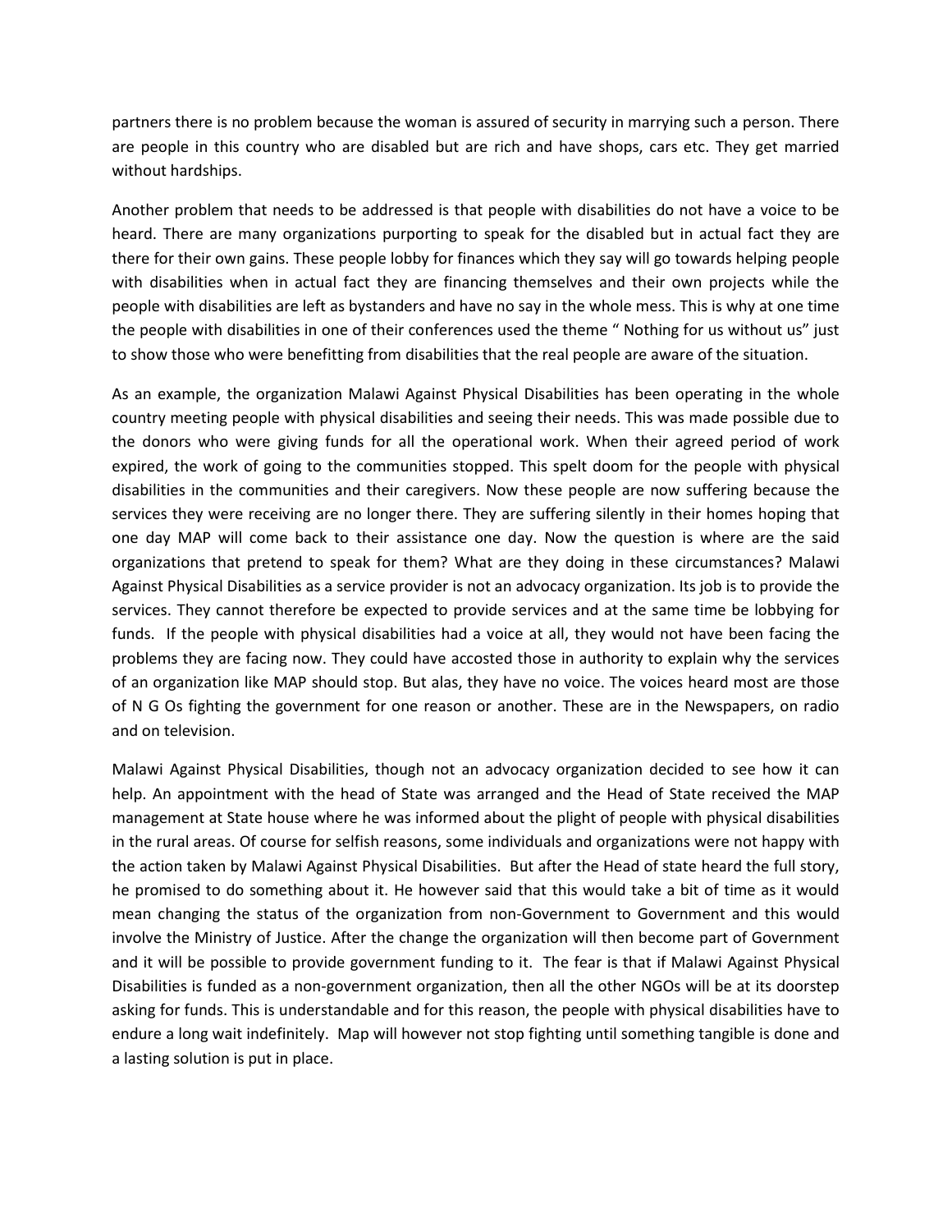partners there is no problem because the woman is assured of security in marrying such a person. There are people in this country who are disabled but are rich and have shops, cars etc. They get married without hardships.

Another problem that needs to be addressed is that people with disabilities do not have a voice to be heard. There are many organizations purporting to speak for the disabled but in actual fact they are there for their own gains. These people lobby for finances which they say will go towards helping people with disabilities when in actual fact they are financing themselves and their own projects while the people with disabilities are left as bystanders and have no say in the whole mess. This is why at one time the people with disabilities in one of their conferences used the theme " Nothing for us without us" just to show those who were benefitting from disabilities that the real people are aware of the situation.

As an example, the organization Malawi Against Physical Disabilities has been operating in the whole country meeting people with physical disabilities and seeing their needs. This was made possible due to the donors who were giving funds for all the operational work. When their agreed period of work expired, the work of going to the communities stopped. This spelt doom for the people with physical disabilities in the communities and their caregivers. Now these people are now suffering because the services they were receiving are no longer there. They are suffering silently in their homes hoping that one day MAP will come back to their assistance one day. Now the question is where are the said organizations that pretend to speak for them? What are they doing in these circumstances? Malawi Against Physical Disabilities as a service provider is not an advocacy organization. Its job is to provide the services. They cannot therefore be expected to provide services and at the same time be lobbying for funds. If the people with physical disabilities had a voice at all, they would not have been facing the problems they are facing now. They could have accosted those in authority to explain why the services of an organization like MAP should stop. But alas, they have no voice. The voices heard most are those of N G Os fighting the government for one reason or another. These are in the Newspapers, on radio and on television.

Malawi Against Physical Disabilities, though not an advocacy organization decided to see how it can help. An appointment with the head of State was arranged and the Head of State received the MAP management at State house where he was informed about the plight of people with physical disabilities in the rural areas. Of course for selfish reasons, some individuals and organizations were not happy with the action taken by Malawi Against Physical Disabilities. But after the Head of state heard the full story, he promised to do something about it. He however said that this would take a bit of time as it would mean changing the status of the organization from non-Government to Government and this would involve the Ministry of Justice. After the change the organization will then become part of Government and it will be possible to provide government funding to it. The fear is that if Malawi Against Physical Disabilities is funded as a non-government organization, then all the other NGOs will be at its doorstep asking for funds. This is understandable and for this reason, the people with physical disabilities have to endure a long wait indefinitely. Map will however not stop fighting until something tangible is done and a lasting solution is put in place.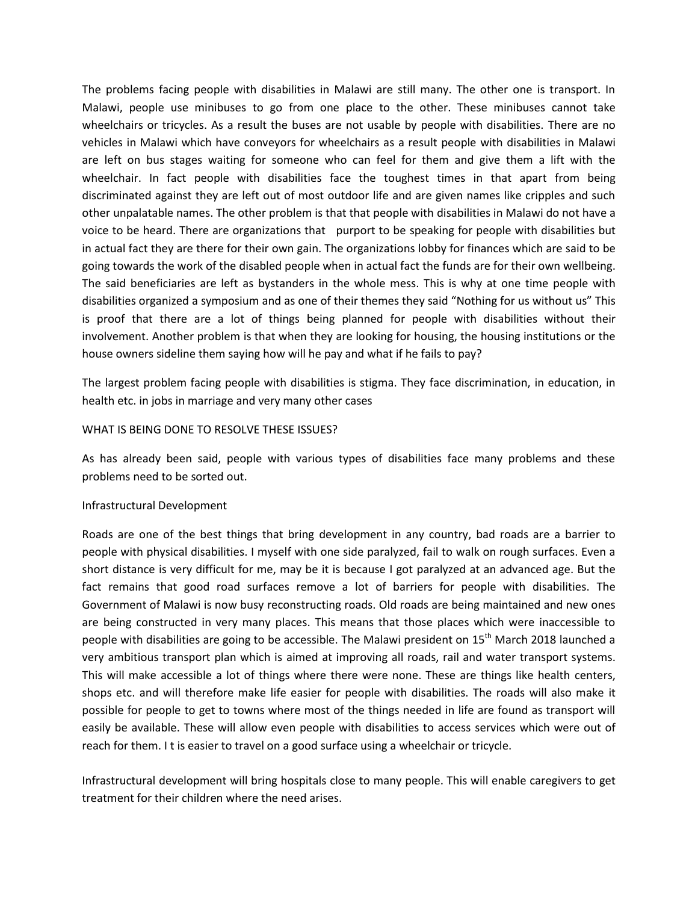The problems facing people with disabilities in Malawi are still many. The other one is transport. In Malawi, people use minibuses to go from one place to the other. These minibuses cannot take wheelchairs or tricycles. As a result the buses are not usable by people with disabilities. There are no vehicles in Malawi which have conveyors for wheelchairs as a result people with disabilities in Malawi are left on bus stages waiting for someone who can feel for them and give them a lift with the wheelchair. In fact people with disabilities face the toughest times in that apart from being discriminated against they are left out of most outdoor life and are given names like cripples and such other unpalatable names. The other problem is that that people with disabilities in Malawi do not have a voice to be heard. There are organizations that purport to be speaking for people with disabilities but in actual fact they are there for their own gain. The organizations lobby for finances which are said to be going towards the work of the disabled people when in actual fact the funds are for their own wellbeing. The said beneficiaries are left as bystanders in the whole mess. This is why at one time people with disabilities organized a symposium and as one of their themes they said "Nothing for us without us" This is proof that there are a lot of things being planned for people with disabilities without their involvement. Another problem is that when they are looking for housing, the housing institutions or the house owners sideline them saying how will he pay and what if he fails to pay?

The largest problem facing people with disabilities is stigma. They face discrimination, in education, in health etc. in jobs in marriage and very many other cases

WHAT IS BEING DONE TO RESOLVE THESE ISSUES?

As has already been said, people with various types of disabilities face many problems and these problems need to be sorted out.

Infrastructural Development

Roads are one of the best things that bring development in any country, bad roads are a barrier to people with physical disabilities. I myself with one side paralyzed, fail to walk on rough surfaces. Even a short distance is very difficult for me, may be it is because I got paralyzed at an advanced age. But the fact remains that good road surfaces remove a lot of barriers for people with disabilities. The Government of Malawi is now busy reconstructing roads. Old roads are being maintained and new ones are being constructed in very many places. This means that those places which were inaccessible to people with disabilities are going to be accessible. The Malawi president on 15th March 2018 launched a very ambitious transport plan which is aimed at improving all roads, rail and water transport systems. This will make accessible a lot of things where there were none. These are things like health centers, shops etc. and will therefore make life easier for people with disabilities. The roads will also make it possible for people to get to towns where most of the things needed in life are found as transport will easily be available. These will allow even people with disabilities to access services which were out of reach for them. I t is easier to travel on a good surface using a wheelchair or tricycle.

Infrastructural development will bring hospitals close to many people. This will enable caregivers to get treatment for their children where the need arises.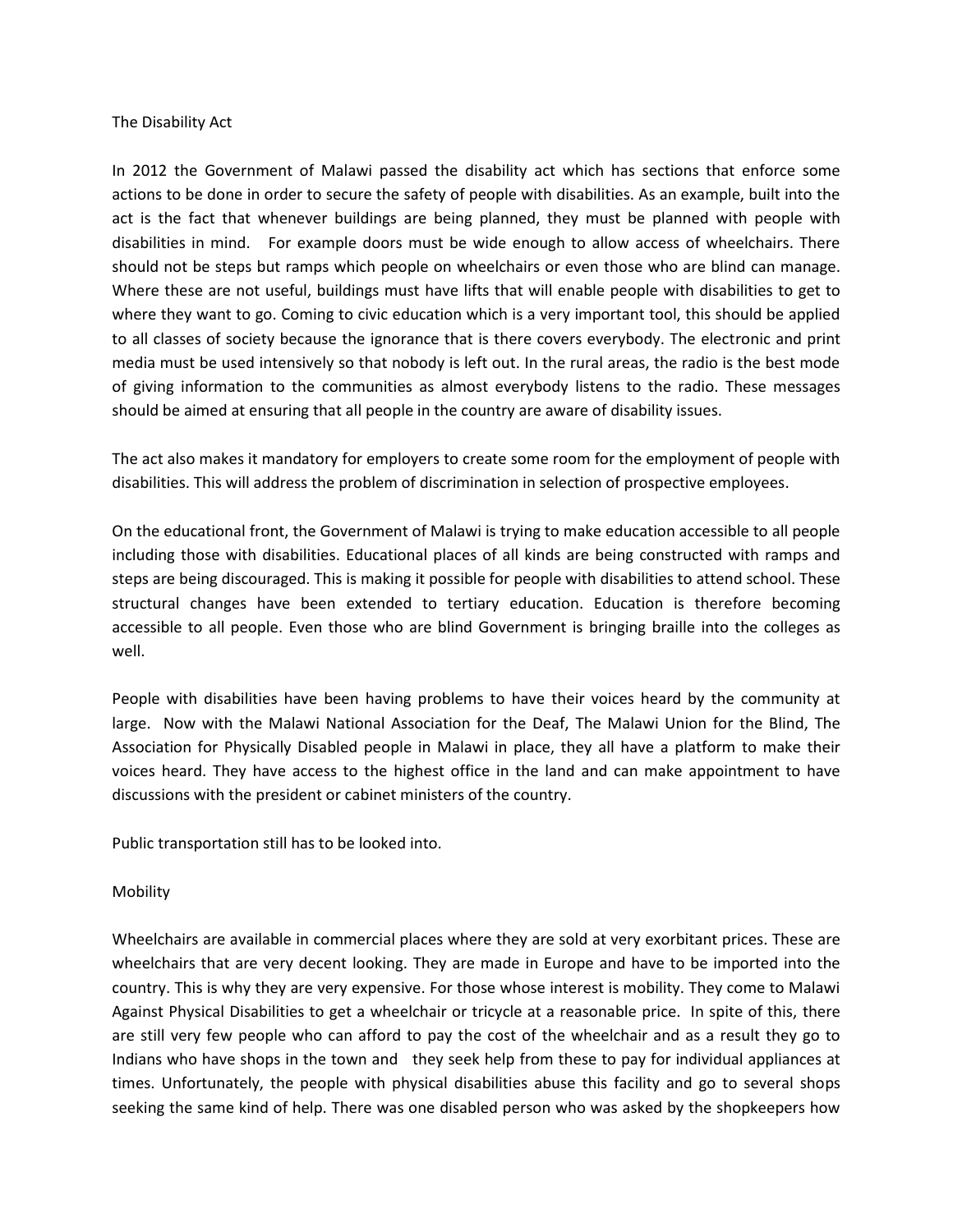## The Disability Act

In 2012 the Government of Malawi passed the disability act which has sections that enforce some actions to be done in order to secure the safety of people with disabilities. As an example, built into the act is the fact that whenever buildings are being planned, they must be planned with people with disabilities in mind. For example doors must be wide enough to allow access of wheelchairs. There should not be steps but ramps which people on wheelchairs or even those who are blind can manage. Where these are not useful, buildings must have lifts that will enable people with disabilities to get to where they want to go. Coming to civic education which is a very important tool, this should be applied to all classes of society because the ignorance that is there covers everybody. The electronic and print media must be used intensively so that nobody is left out. In the rural areas, the radio is the best mode of giving information to the communities as almost everybody listens to the radio. These messages should be aimed at ensuring that all people in the country are aware of disability issues.

The act also makes it mandatory for employers to create some room for the employment of people with disabilities. This will address the problem of discrimination in selection of prospective employees.

On the educational front, the Government of Malawi is trying to make education accessible to all people including those with disabilities. Educational places of all kinds are being constructed with ramps and steps are being discouraged. This is making it possible for people with disabilities to attend school. These structural changes have been extended to tertiary education. Education is therefore becoming accessible to all people. Even those who are blind Government is bringing braille into the colleges as well.

People with disabilities have been having problems to have their voices heard by the community at large. Now with the Malawi National Association for the Deaf, The Malawi Union for the Blind, The Association for Physically Disabled people in Malawi in place, they all have a platform to make their voices heard. They have access to the highest office in the land and can make appointment to have discussions with the president or cabinet ministers of the country.

Public transportation still has to be looked into.

## Mobility

Wheelchairs are available in commercial places where they are sold at very exorbitant prices. These are wheelchairs that are very decent looking. They are made in Europe and have to be imported into the country. This is why they are very expensive. For those whose interest is mobility. They come to Malawi Against Physical Disabilities to get a wheelchair or tricycle at a reasonable price. In spite of this, there are still very few people who can afford to pay the cost of the wheelchair and as a result they go to Indians who have shops in the town and they seek help from these to pay for individual appliances at times. Unfortunately, the people with physical disabilities abuse this facility and go to several shops seeking the same kind of help. There was one disabled person who was asked by the shopkeepers how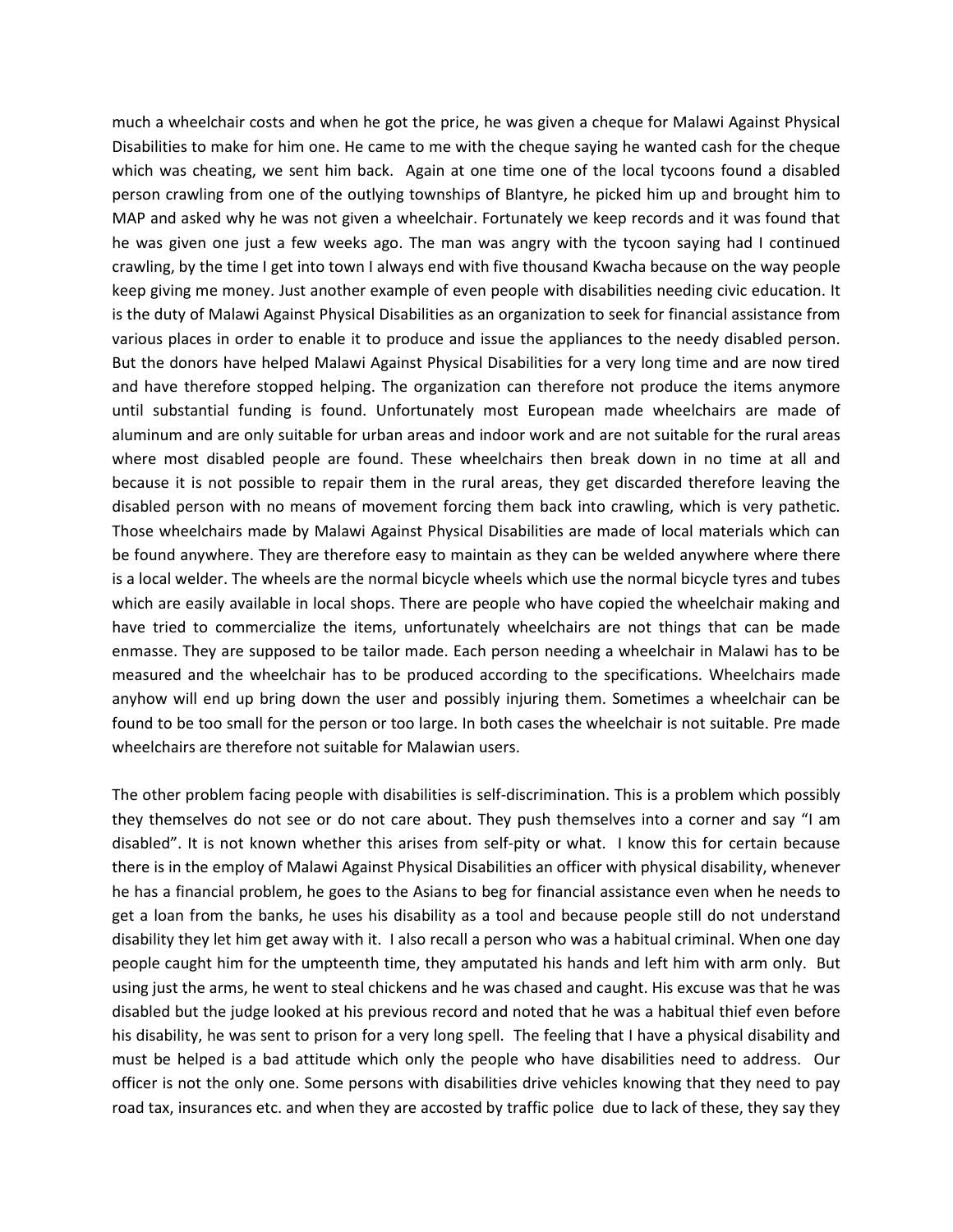much a wheelchair costs and when he got the price, he was given a cheque for Malawi Against Physical Disabilities to make for him one. He came to me with the cheque saying he wanted cash for the cheque which was cheating, we sent him back. Again at one time one of the local tycoons found a disabled person crawling from one of the outlying townships of Blantyre, he picked him up and brought him to MAP and asked why he was not given a wheelchair. Fortunately we keep records and it was found that he was given one just a few weeks ago. The man was angry with the tycoon saying had I continued crawling, by the time I get into town I always end with five thousand Kwacha because on the way people keep giving me money. Just another example of even people with disabilities needing civic education. It is the duty of Malawi Against Physical Disabilities as an organization to seek for financial assistance from various places in order to enable it to produce and issue the appliances to the needy disabled person. But the donors have helped Malawi Against Physical Disabilities for a very long time and are now tired and have therefore stopped helping. The organization can therefore not produce the items anymore until substantial funding is found. Unfortunately most European made wheelchairs are made of aluminum and are only suitable for urban areas and indoor work and are not suitable for the rural areas where most disabled people are found. These wheelchairs then break down in no time at all and because it is not possible to repair them in the rural areas, they get discarded therefore leaving the disabled person with no means of movement forcing them back into crawling, which is very pathetic. Those wheelchairs made by Malawi Against Physical Disabilities are made of local materials which can be found anywhere. They are therefore easy to maintain as they can be welded anywhere where there is a local welder. The wheels are the normal bicycle wheels which use the normal bicycle tyres and tubes which are easily available in local shops. There are people who have copied the wheelchair making and have tried to commercialize the items, unfortunately wheelchairs are not things that can be made enmasse. They are supposed to be tailor made. Each person needing a wheelchair in Malawi has to be measured and the wheelchair has to be produced according to the specifications. Wheelchairs made anyhow will end up bring down the user and possibly injuring them. Sometimes a wheelchair can be found to be too small for the person or too large. In both cases the wheelchair is not suitable. Pre made wheelchairs are therefore not suitable for Malawian users.

The other problem facing people with disabilities is self-discrimination. This is a problem which possibly they themselves do not see or do not care about. They push themselves into a corner and say "I am disabled". It is not known whether this arises from self-pity or what. I know this for certain because there is in the employ of Malawi Against Physical Disabilities an officer with physical disability, whenever he has a financial problem, he goes to the Asians to beg for financial assistance even when he needs to get a loan from the banks, he uses his disability as a tool and because people still do not understand disability they let him get away with it. I also recall a person who was a habitual criminal. When one day people caught him for the umpteenth time, they amputated his hands and left him with arm only. But using just the arms, he went to steal chickens and he was chased and caught. His excuse was that he was disabled but the judge looked at his previous record and noted that he was a habitual thief even before his disability, he was sent to prison for a very long spell. The feeling that I have a physical disability and must be helped is a bad attitude which only the people who have disabilities need to address. Our officer is not the only one. Some persons with disabilities drive vehicles knowing that they need to pay road tax, insurances etc. and when they are accosted by traffic police due to lack of these, they say they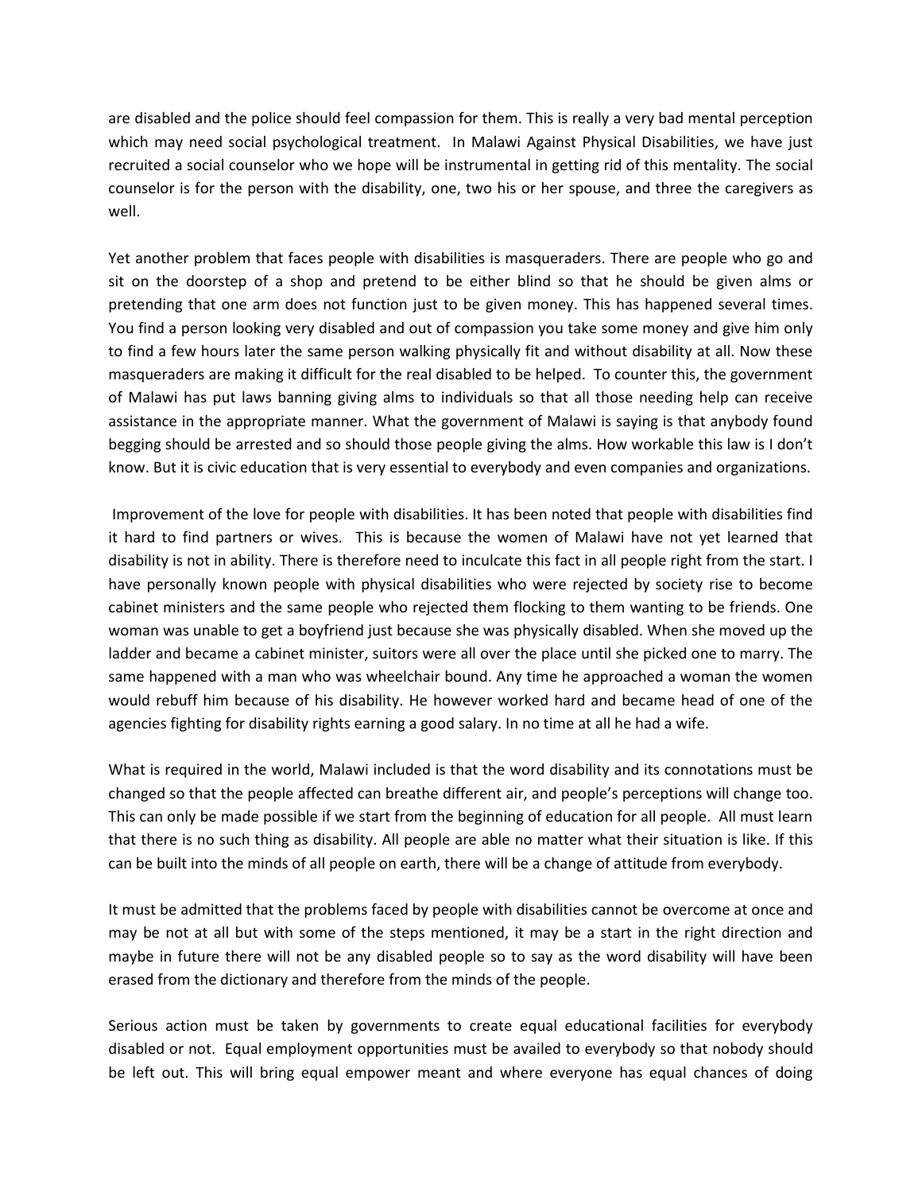are disabled and the police should feel compassion for them. This is really a very bad mental perception which may need social psychological treatment. In Malawi Against Physical Disabilities, we have just recruited a social counselor who we hope will be instrumental in getting rid of this mentality. The social counselor is for the person with the disability, one, two his or her spouse, and three the caregivers as well.

Yet another problem that faces people with disabilities is masqueraders. There are people who go and sit on the doorstep of a shop and pretend to be either blind so that he should be given alms or pretending that one arm does not function just to be given money. This has happened several times. You find a person looking very disabled and out of compassion you take some money and give him only to find a few hours later the same person walking physically fit and without disability at all. Now these masqueraders are making it difficult for the real disabled to be helped. To counter this, the government of Malawi has put laws banning giving alms to individuals so that all those needing help can receive assistance in the appropriate manner. What the government of Malawi is saying is that anybody found begging should be arrested and so should those people giving the alms. How workable this law is I don't know. But it is civic education that is very essential to everybody and even companies and organizations.

Improvement of the love for people with disabilities. It has been noted that people with disabilities find it hard to find partners or wives. This is because the women of Malawi have not yet learned that disability is not in ability. There is therefore need to inculcate this fact in all people right from the start. I have personally known people with physical disabilities who were rejected by society rise to become cabinet ministers and the same people who rejected them flocking to them wanting to be friends. One woman was unable to get a boyfriend just because she was physically disabled. When she moved up the ladder and became a cabinet minister, suitors were all over the place until she picked one to marry. The same happened with a man who was wheelchair bound. Any time he approached a woman the women would rebuff him because of his disability. He however worked hard and became head of one of the agencies fighting for disability rights earning a good salary. In no time at all he had a wife.

What is required in the world, Malawi included is that the word disability and its connotations must be changed so that the people affected can breathe different air, and people's perceptions will change too. This can only be made possible if we start from the beginning of education for all people. All must learn that there is no such thing as disability. All people are able no matter what their situation is like. If this can be built into the minds of all people on earth, there will be a change of attitude from everybody.

It must be admitted that the problems faced by people with disabilities cannot be overcome at once and may be not at all but with some of the steps mentioned, it may be a start in the right direction and maybe in future there will not be any disabled people so to say as the word disability will have been erased from the dictionary and therefore from the minds of the people.

Serious action must be taken by governments to create equal educational facilities for everybody disabled or not. Equal employment opportunities must be availed to everybody so that nobody should be left out. This will bring equal empower meant and where everyone has equal chances of doing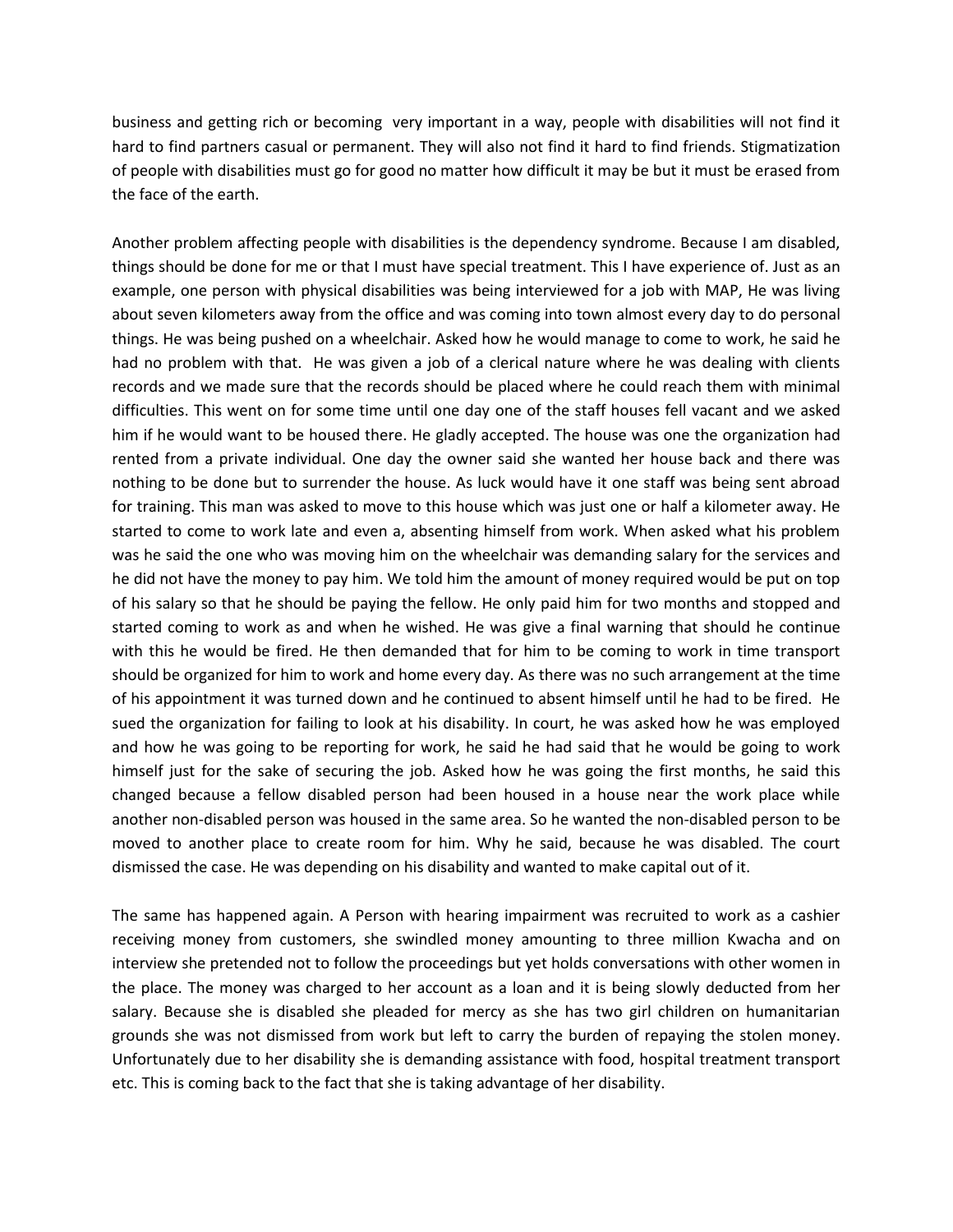business and getting rich or becoming  very important in a way, people with disabilities will not find it hard to find partners casual or permanent. They will also not find it hard to find friends. Stigmatization of people with disabilities must go for good no matter how difficult it may be but it must be erased from the face of the earth.

Another problem affecting people with disabilities is the dependency syndrome. Because I am disabled, things should be done for me or that I must have special treatment. This I have experience of. Just as an example, one person with physical disabilities was being interviewed for a job with MAP, He was living about seven kilometers away from the office and was coming into town almost every day to do personal things. He was being pushed on a wheelchair. Asked how he would manage to come to work, he said he had no problem with that.  He was given a job of a clerical nature where he was dealing with clients records and we made sure that the records should be placed where he could reach them with minimal difficulties. This went on for some time until one day one of the staff houses fell vacant and we asked him if he would want to be housed there. He gladly accepted. The house was one the organization had rented from a private individual. One day the owner said she wanted her house back and there was nothing to be done but to surrender the house. As luck would have it one staff was being sent abroad for training. This man was asked to move to this house which was just one or half a kilometer away. He started to come to work late and even a, absenting himself from work. When asked what his problem was he said the one who was moving him on the wheelchair was demanding salary for the services and he did not have the money to pay him. We told him the amount of money required would be put on top of his salary so that he should be paying the fellow. He only paid him for two months and stopped and started coming to work as and when he wished. He was give a final warning that should he continue with this he would be fired. He then demanded that for him to be coming to work in time transport should be organized for him to work and home every day. As there was no such arrangement at the time of his appointment it was turned down and he continued to absent himself until he had to be fired.  He sued the organization for failing to look at his disability. In court, he was asked how he was employed and how he was going to be reporting for work, he said he had said that he would be going to work himself just for the sake of securing the job. Asked how he was going the first months, he said this changed because a fellow disabled person had been housed in a house near the work place while another non-disabled person was housed in the same area. So he wanted the non-disabled person to be moved to another place to create room for him. Why he said, because he was disabled. The court dismissed the case. He was depending on his disability and wanted to make capital out of it.

The same has happened again. A Person with hearing impairment was recruited to work as a cashier receiving money from customers, she swindled money amounting to three million Kwacha and on interview she pretended not to follow the proceedings but yet holds conversations with other women in the place. The money was charged to her account as a loan and it is being slowly deducted from her salary. Because she is disabled she pleaded for mercy as she has two girl children on humanitarian grounds she was not dismissed from work but left to carry the burden of repaying the stolen money. Unfortunately due to her disability she is demanding assistance with food, hospital treatment transport etc. This is coming back to the fact that she is taking advantage of her disability.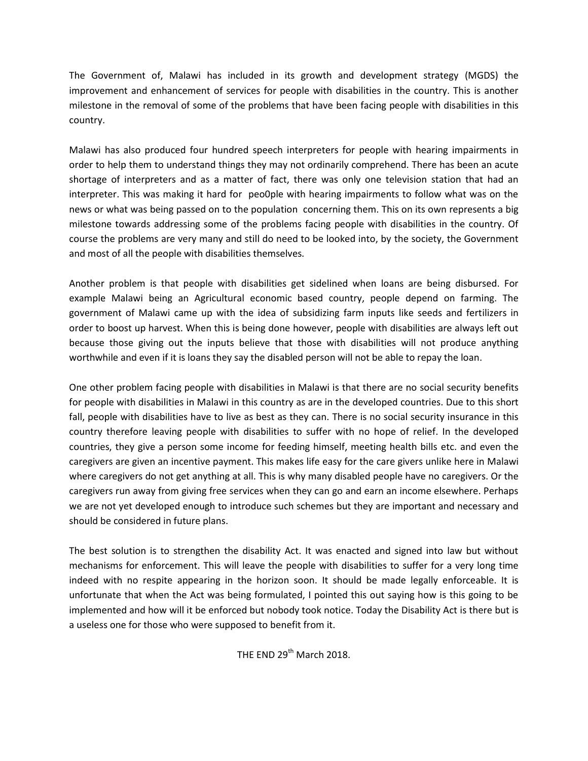The Government of, Malawi has included in its growth and development strategy (MGDS) the improvement and enhancement of services for people with disabilities in the country. This is another milestone in the removal of some of the problems that have been facing people with disabilities in this country.

Malawi has also produced four hundred speech interpreters for people with hearing impairments in order to help them to understand things they may not ordinarily comprehend. There has been an acute shortage of interpreters and as a matter of fact, there was only one television station that had an interpreter. This was making it hard for peo0ple with hearing impairments to follow what was on the news or what was being passed on to the population concerning them. This on its own represents a big milestone towards addressing some of the problems facing people with disabilities in the country. Of course the problems are very many and still do need to be looked into, by the society, the Government and most of all the people with disabilities themselves.

Another problem is that people with disabilities get sidelined when loans are being disbursed. For example Malawi being an Agricultural economic based country, people depend on farming. The government of Malawi came up with the idea of subsidizing farm inputs like seeds and fertilizers in order to boost up harvest. When this is being done however, people with disabilities are always left out because those giving out the inputs believe that those with disabilities will not produce anything worthwhile and even if it is loans they say the disabled person will not be able to repay the loan.

One other problem facing people with disabilities in Malawi is that there are no social security benefits for people with disabilities in Malawi in this country as are in the developed countries. Due to this short fall, people with disabilities have to live as best as they can. There is no social security insurance in this country therefore leaving people with disabilities to suffer with no hope of relief. In the developed countries, they give a person some income for feeding himself, meeting health bills etc. and even the caregivers are given an incentive payment. This makes life easy for the care givers unlike here in Malawi where caregivers do not get anything at all. This is why many disabled people have no caregivers. Or the caregivers run away from giving free services when they can go and earn an income elsewhere. Perhaps we are not yet developed enough to introduce such schemes but they are important and necessary and should be considered in future plans.

The best solution is to strengthen the disability Act. It was enacted and signed into law but without mechanisms for enforcement. This will leave the people with disabilities to suffer for a very long time indeed with no respite appearing in the horizon soon. It should be made legally enforceable. It is unfortunate that when the Act was being formulated, I pointed this out saying how is this going to be implemented and how will it be enforced but nobody took notice. Today the Disability Act is there but is a useless one for those who were supposed to benefit from it.

THE END 29th March 2018.